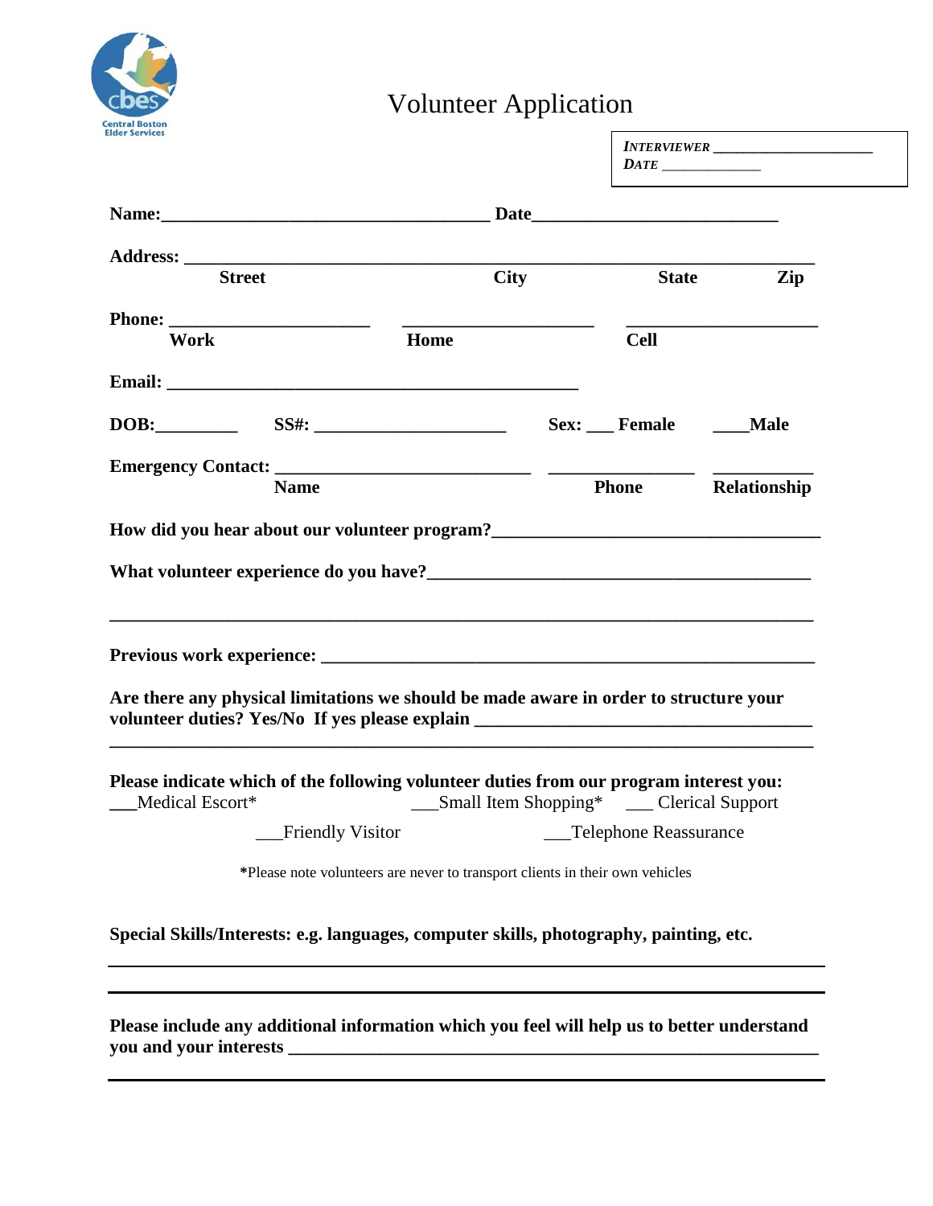Central Boston Elder Services

# Volunteer Application

*INTERVIEWER* ____________________
*DATE* _____________

**Name:**___________________________________ **Date**___________________________

**Address:** ______________________________________________________________________

**Street** **City** **State** **Zip**

**Phone:** ____________________ ____________________ ____________________

**Work** **Home** **Cell**

**Email:** ______________________________________________

**DOB:**_________ **SS#:** _____________________ **Sex:** ___ **Female** ____**Male**

**Emergency Contact:** ____________________________ ________________ ___________

**Name** **Phone** **Relationship**

**How did you hear about our volunteer program?**___________________________________

**What volunteer experience do you have?**_________________________________________

_____________________________________________________________________________

**Previous work experience:** _______________________________________________________

**Are there any physical limitations we should be made aware in order to structure your volunteer duties? Yes/No If yes please explain** _____________________________________

_____________________________________________________________________________

**Please indicate which of the following volunteer duties from our program interest you:**

___Medical Escort* ___Small Item Shopping* ___ Clerical Support

___Friendly Visitor ___Telephone Reassurance

*Please note volunteers are never to transport clients in their own vehicles

**Special Skills/Interests: e.g. languages, computer skills, photography, painting, etc.**

_____________________________________________________________________________

_____________________________________________________________________________

**Please include any additional information which you feel will help us to better understand you and your interests** __________________________________________________________

_____________________________________________________________________________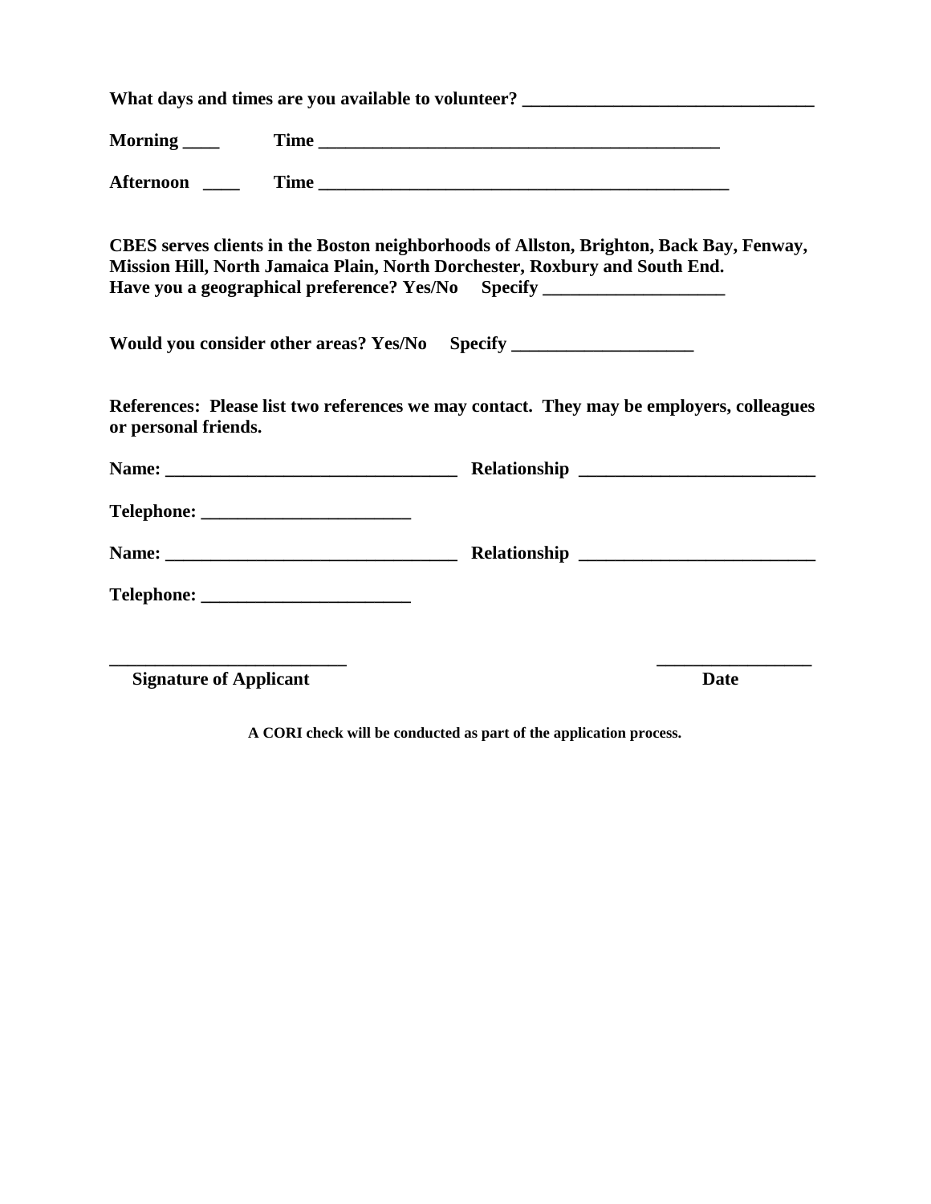**What days and times are you available to volunteer? ________________________________**

**Morning ____ Time ____________________________________________**

**Afternoon ____ Time ____________________________________________**

**CBES serves clients in the Boston neighborhoods of Allston, Brighton, Back Bay, Fenway, Mission Hill, North Jamaica Plain, North Dorchester, Roxbury and South End.**
**Have you a geographical preference? Yes/No Specify ____________________**

**Would you consider other areas? Yes/No Specify ____________________**

**References: Please list two references we may contact. They may be employers, colleagues or personal friends.**

**Name: ________________________________ Relationship __________________________**

**Telephone: _______________________**

**Name: ________________________________ Relationship __________________________**

**Telephone: _______________________**

**__________________________ _________________**
**Signature of Applicant Date**

**A CORI check will be conducted as part of the application process.**